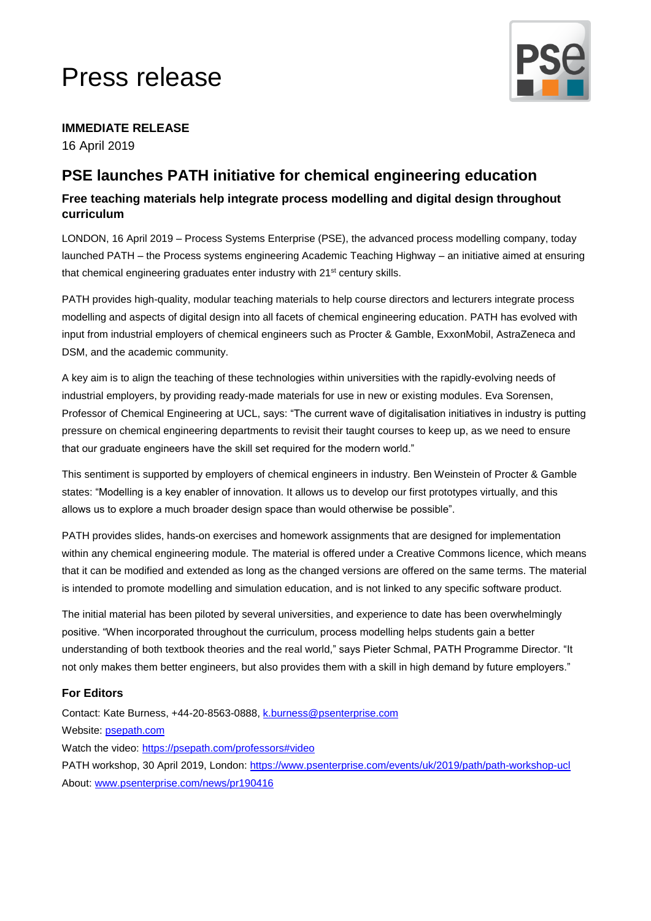# Press release

**IMMEDIATE RELEASE**

16 April 2019

## PSE launches PATH initiative for chemical engineering education

### Free teaching materials help integrate process modelling and digital design throughout curriculum

LONDON, 16 April 2019 – Process Systems Enterprise (PSE), the advanced process modelling company, today launched PATH – the Process systems engineering Academic Teaching Highway – an initiative aimed at ensuring that chemical engineering graduates enter industry with 21st century skills.

PATH provides high-quality, modular teaching materials to help course directors and lecturers integrate process modelling and aspects of digital design into all facets of chemical engineering education. PATH has evolved with input from industrial employers of chemical engineers such as Procter & Gamble, ExxonMobil, AstraZeneca and DSM, and the academic community.

A key aim is to align the teaching of these technologies within universities with the rapidly-evolving needs of industrial employers, by providing ready-made materials for use in new or existing modules. Eva Sorensen, Professor of Chemical Engineering at UCL, says: "The current wave of digitalisation initiatives in industry is putting pressure on chemical engineering departments to revisit their taught courses to keep up, as we need to ensure that our graduate engineers have the skill set required for the modern world."

This sentiment is supported by employers of chemical engineers in industry. Ben Weinstein of Procter & Gamble states: "Modelling is a key enabler of innovation. It allows us to develop our first prototypes virtually, and this allows us to explore a much broader design space than would otherwise be possible".

PATH provides slides, hands-on exercises and homework assignments that are designed for implementation within any chemical engineering module. The material is offered under a Creative Commons licence, which means that it can be modified and extended as long as the changed versions are offered on the same terms. The material is intended to promote modelling and simulation education, and is not linked to any specific software product.

The initial material has been piloted by several universities, and experience to date has been overwhelmingly positive. "When incorporated throughout the curriculum, process modelling helps students gain a better understanding of both textbook theories and the real world," says Pieter Schmal, PATH Programme Director. "It not only makes them better engineers, but also provides them with a skill in high demand by future employers."

### For Editors

Contact: Kate Burness, +44-20-8563-0888, k.burness@psenterprise.com

Website: psepath.com

Watch the video: https://psepath.com/professors#video

PATH workshop, 30 April 2019, London: https://www.psenterprise.com/events/uk/2019/path/path-workshop-ucl

About: www.psenterprise.com/news/pr190416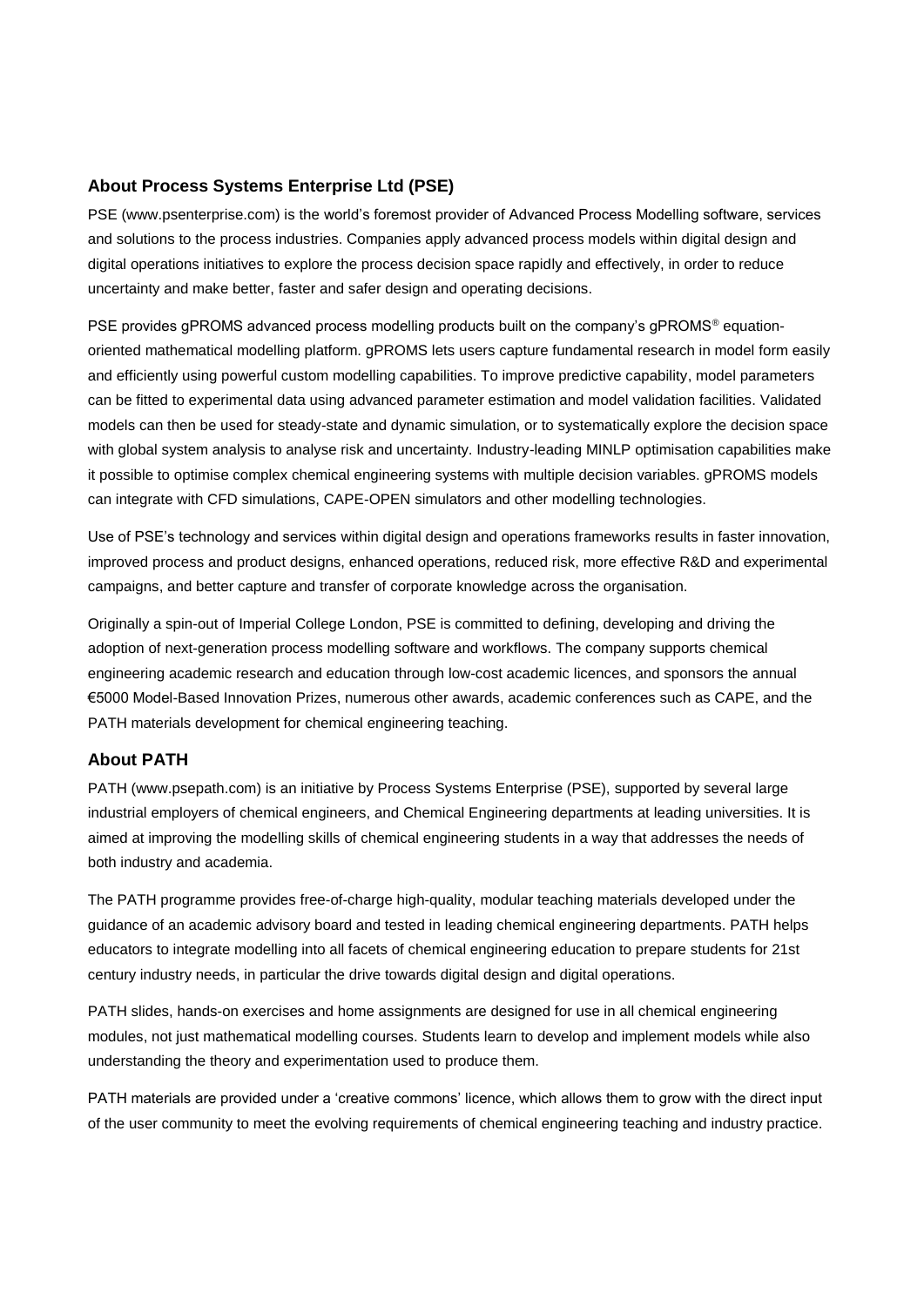## About Process Systems Enterprise Ltd (PSE)

PSE (www.psenterprise.com) is the world's foremost provider of Advanced Process Modelling software, services and solutions to the process industries. Companies apply advanced process models within digital design and digital operations initiatives to explore the process decision space rapidly and effectively, in order to reduce uncertainty and make better, faster and safer design and operating decisions.

PSE provides gPROMS advanced process modelling products built on the company's gPROMS® equation-oriented mathematical modelling platform. gPROMS lets users capture fundamental research in model form easily and efficiently using powerful custom modelling capabilities. To improve predictive capability, model parameters can be fitted to experimental data using advanced parameter estimation and model validation facilities. Validated models can then be used for steady-state and dynamic simulation, or to systematically explore the decision space with global system analysis to analyse risk and uncertainty. Industry-leading MINLP optimisation capabilities make it possible to optimise complex chemical engineering systems with multiple decision variables. gPROMS models can integrate with CFD simulations, CAPE-OPEN simulators and other modelling technologies.

Use of PSE's technology and services within digital design and operations frameworks results in faster innovation, improved process and product designs, enhanced operations, reduced risk, more effective R&D and experimental campaigns, and better capture and transfer of corporate knowledge across the organisation.

Originally a spin-out of Imperial College London, PSE is committed to defining, developing and driving the adoption of next-generation process modelling software and workflows. The company supports chemical engineering academic research and education through low-cost academic licences, and sponsors the annual €5000 Model-Based Innovation Prizes, numerous other awards, academic conferences such as CAPE, and the PATH materials development for chemical engineering teaching.

## About PATH

PATH (www.psepath.com) is an initiative by Process Systems Enterprise (PSE), supported by several large industrial employers of chemical engineers, and Chemical Engineering departments at leading universities. It is aimed at improving the modelling skills of chemical engineering students in a way that addresses the needs of both industry and academia.

The PATH programme provides free-of-charge high-quality, modular teaching materials developed under the guidance of an academic advisory board and tested in leading chemical engineering departments. PATH helps educators to integrate modelling into all facets of chemical engineering education to prepare students for 21st century industry needs, in particular the drive towards digital design and digital operations.

PATH slides, hands-on exercises and home assignments are designed for use in all chemical engineering modules, not just mathematical modelling courses. Students learn to develop and implement models while also understanding the theory and experimentation used to produce them.

PATH materials are provided under a 'creative commons' licence, which allows them to grow with the direct input of the user community to meet the evolving requirements of chemical engineering teaching and industry practice.